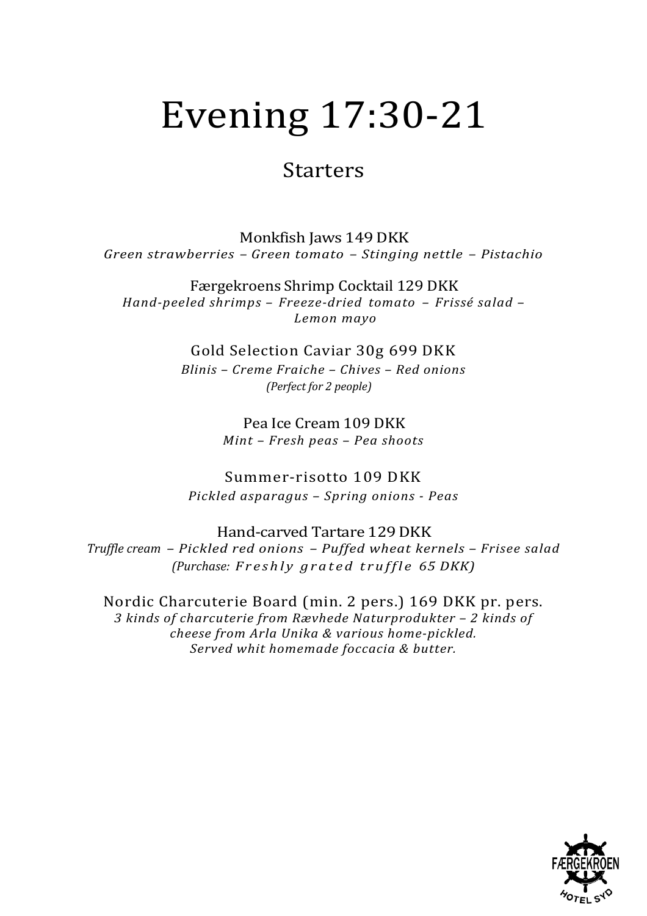# Evening 17:30-21

## Starters

Monkfish Jaws 149 DKK
*Green strawberries – Green tomato – Stinging nettle – Pistachio*

Færgekroens Shrimp Cocktail 129 DKK
*Hand-peeled shrimps – Freeze-dried tomato – Frissé salad – Lemon mayo*

Gold Selection Caviar 30g 699 DKK
*Blinis – Creme Fraiche – Chives – Red onions*
*(Perfect for 2 people)*

Pea Ice Cream 109 DKK
*Mint – Fresh peas – Pea shoots*

Summer-risotto 109 DKK
*Pickled asparagus – Spring onions - Peas*

Hand-carved Tartare 129 DKK
*Truffle cream – Pickled red onions – Puffed wheat kernels – Frisee salad*
*(Purchase: Freshly grated truffle 65 DKK)*

Nordic Charcuterie Board (min. 2 pers.) 169 DKK pr. pers.
*3 kinds of charcuterie from Rævhede Naturprodukter – 2 kinds of cheese from Arla Unika & various home-pickled.*
*Served whit homemade foccacia & butter.*

FÆRGEKROEN
HOTEL SYD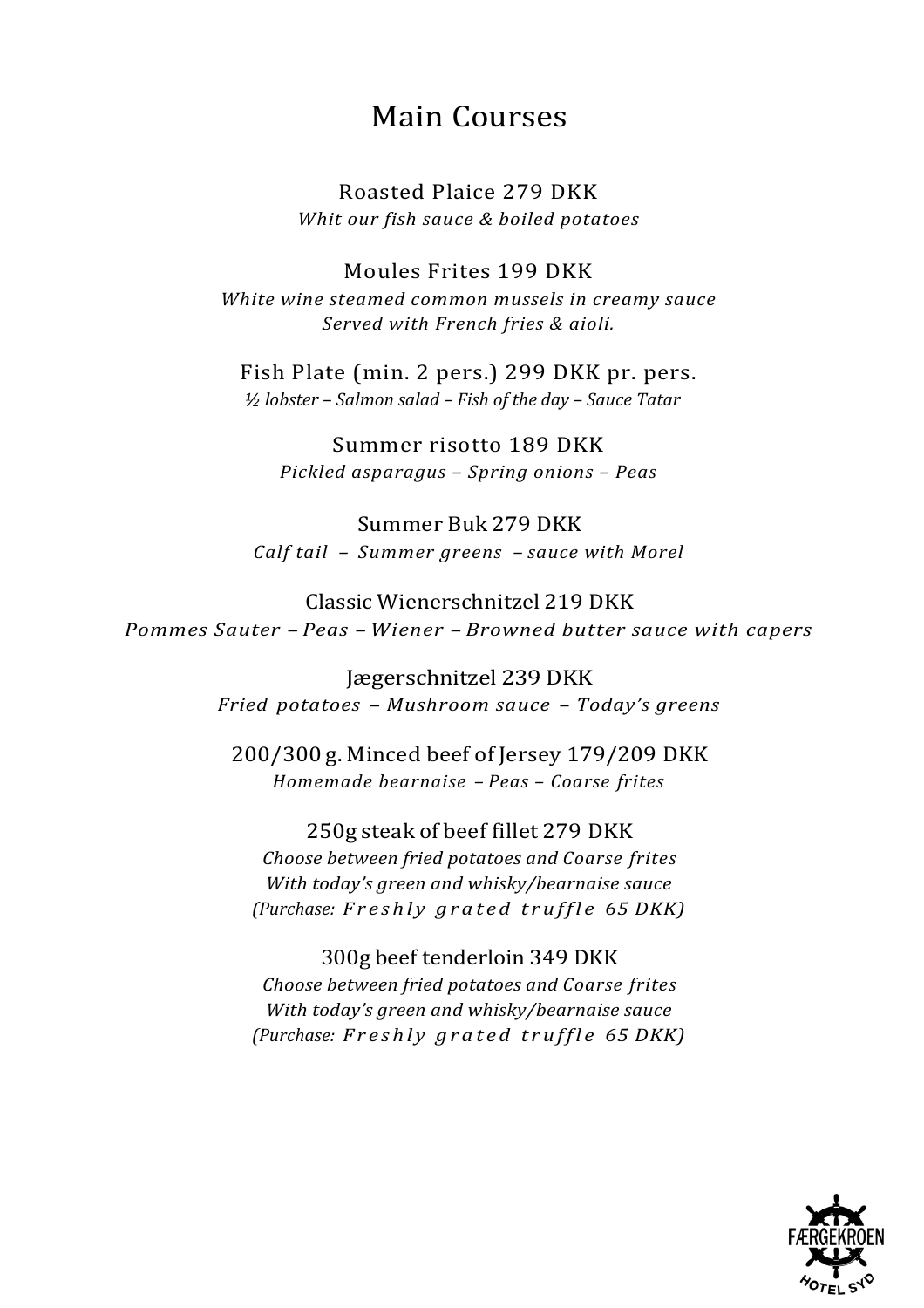# Main Courses

Roasted Plaice 279 DKK
*Whit our fish sauce & boiled potatoes*

Moules Frites 199 DKK
*White wine steamed common mussels in creamy sauce*
*Served with French fries & aioli.*

Fish Plate (min. 2 pers.) 299 DKK pr. pers.
*½ lobster – Salmon salad – Fish of the day – Sauce Tatar*

Summer risotto 189 DKK
*Pickled asparagus – Spring onions – Peas*

Summer Buk 279 DKK
*Calf tail – Summer greens – sauce with Morel*

Classic Wienerschnitzel 219 DKK
*Pommes Sauter – Peas – Wiener – Browned butter sauce with capers*

Jægerschnitzel 239 DKK
*Fried potatoes – Mushroom sauce – Today's greens*

200/300 g. Minced beef of Jersey 179/209 DKK
*Homemade bearnaise – Peas – Coarse frites*

250g steak of beef fillet 279 DKK
*Choose between fried potatoes and Coarse frites*
*With today's green and whisky/bearnaise sauce*
*(Purchase: Freshly grated truffle 65 DKK)*

300g beef tenderloin 349 DKK
*Choose between fried potatoes and Coarse frites*
*With today's green and whisky/bearnaise sauce*
*(Purchase: Freshly grated truffle 65 DKK)*

FÆRGEKROEN HOTEL SYD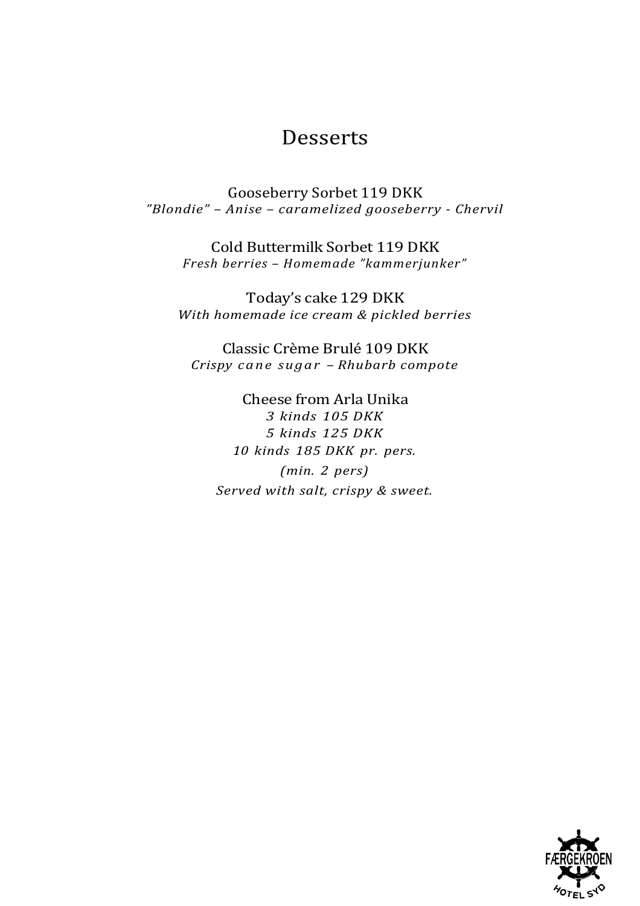# Desserts

Gooseberry Sorbet 119 DKK
*"Blondie" – Anise – caramelized gooseberry - Chervil*

Cold Buttermilk Sorbet 119 DKK
*Fresh berries – Homemade "kammerjunker"*

Today's cake 129 DKK
*With homemade ice cream & pickled berries*

Classic Crème Brulé 109 DKK
*Crispy cane sugar – Rhubarb compote*

Cheese from Arla Unika
*3 kinds 105 DKK*
*5 kinds 125 DKK*
*10 kinds 185 DKK pr. pers.*
*(min. 2 pers)*
*Served with salt, crispy & sweet.*

FÆRGEKROEN HOTEL SYD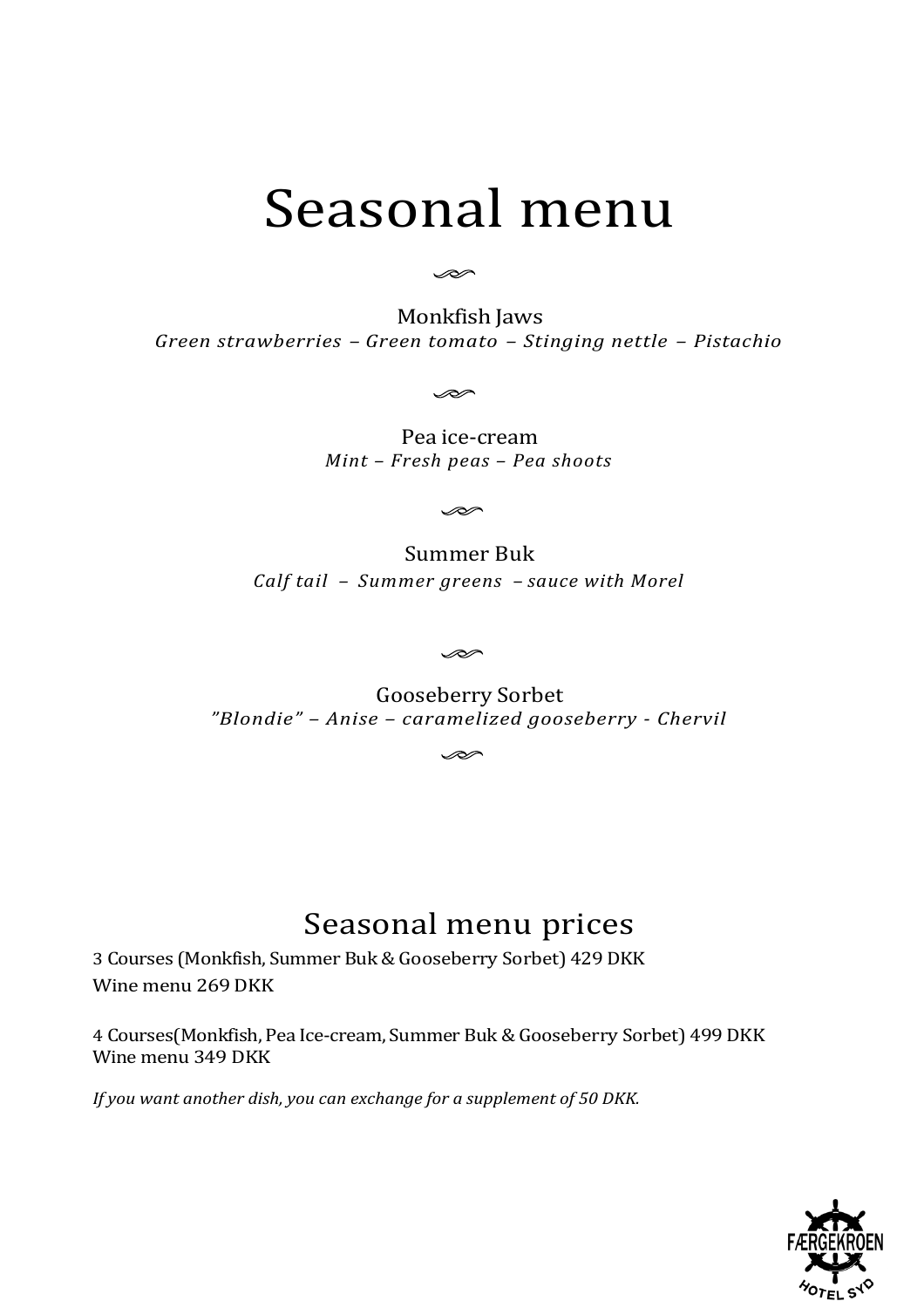# Seasonal menu

Monkfish Jaws
*Green strawberries – Green tomato – Stinging nettle – Pistachio*

Pea ice-cream
*Mint – Fresh peas – Pea shoots*

Summer Buk
*Calf tail – Summer greens – sauce with Morel*

Gooseberry Sorbet
*"Blondie" – Anise – caramelized gooseberry - Chervil*

## Seasonal menu prices

3 Courses (Monkfish, Summer Buk & Gooseberry Sorbet) 429 DKK
Wine menu 269 DKK

4 Courses(Monkfish, Pea Ice-cream, Summer Buk & Gooseberry Sorbet) 499 DKK
Wine menu 349 DKK

*If you want another dish, you can exchange for a supplement of 50 DKK.*

FÆRGEKROEN HOTEL SYD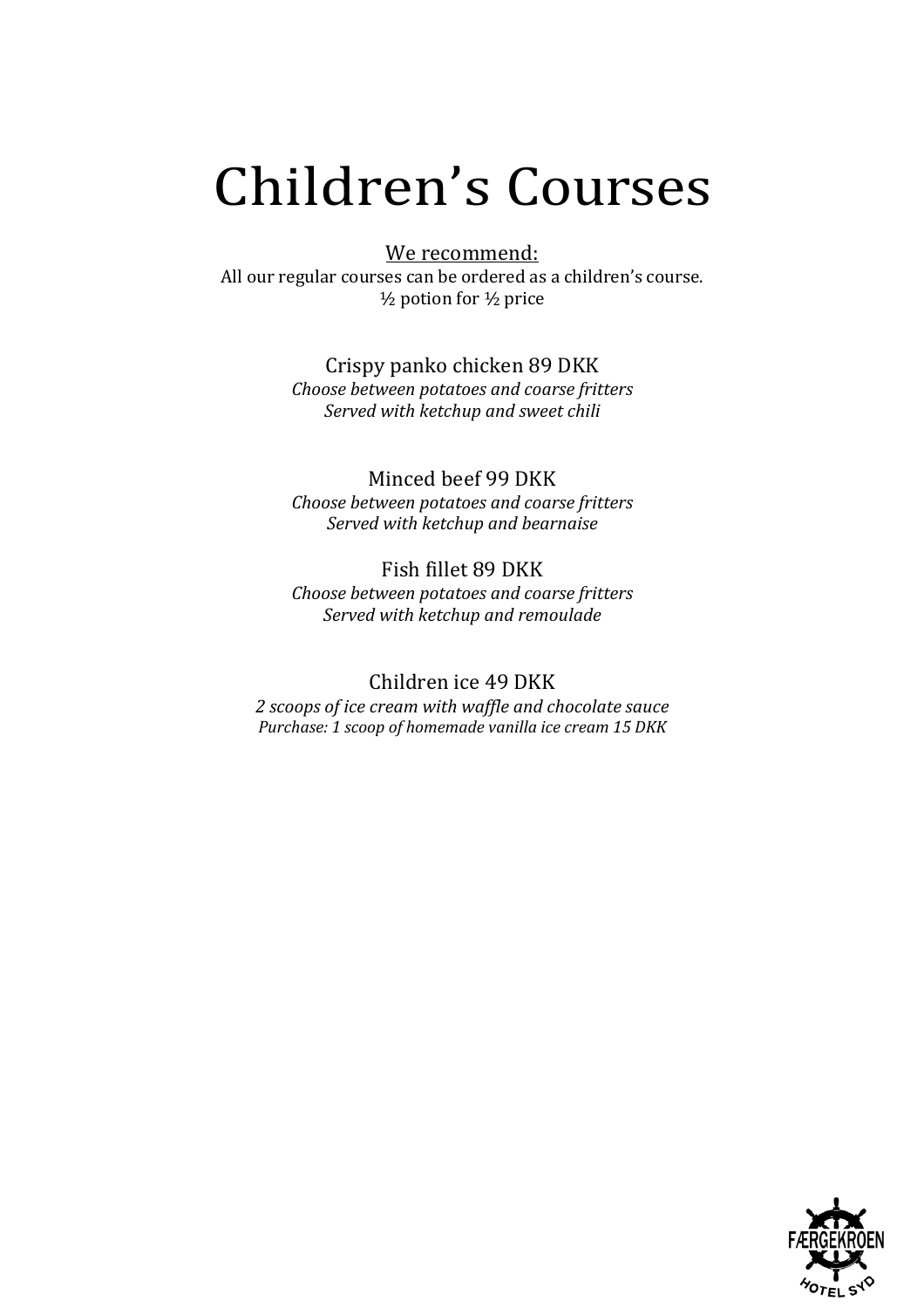# Children’s Courses

We recommend:
All our regular courses can be ordered as a children’s course.
½ potion for ½ price

Crispy panko chicken 89 DKK
*Choose between potatoes and coarse fritters*
*Served with ketchup and sweet chili*

Minced beef 99 DKK
*Choose between potatoes and coarse fritters*
*Served with ketchup and bearnaise*

Fish fillet 89 DKK
*Choose between potatoes and coarse fritters*
*Served with ketchup and remoulade*

Children ice 49 DKK
*2 scoops of ice cream with waffle and chocolate sauce*
*Purchase: 1 scoop of homemade vanilla ice cream 15 DKK*

FÆRGEKROEN
HOTEL SYD